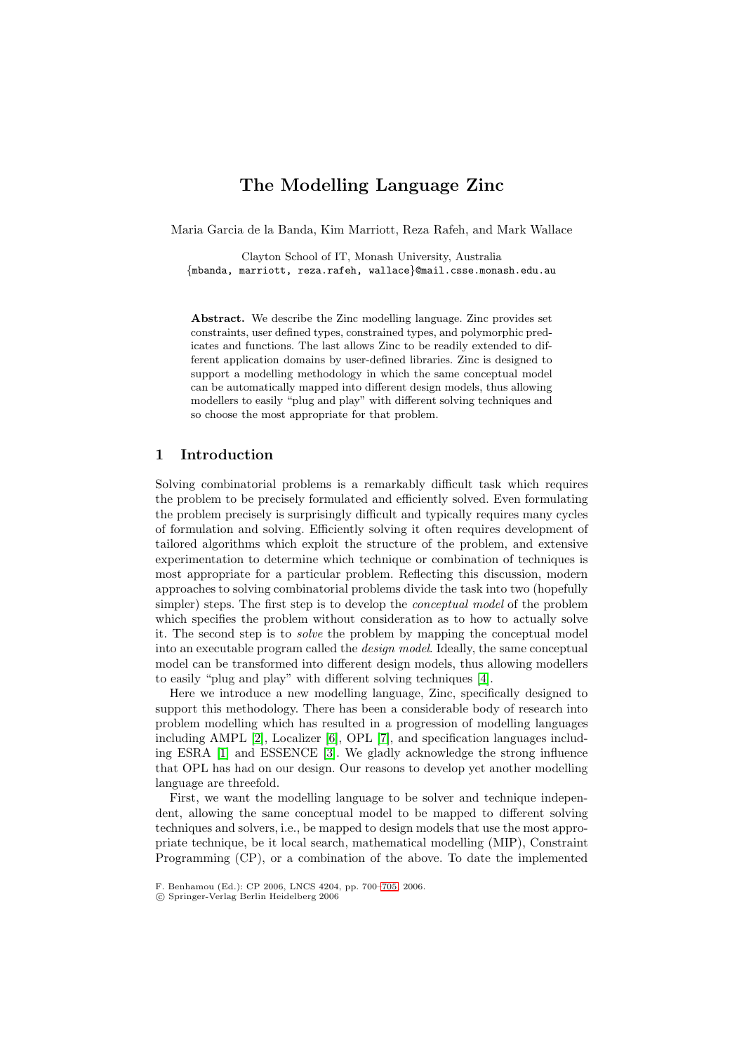# The Modelling Language Zinc

Maria Garcia de la Banda, Kim Marriott, Reza Rafeh, and Mark Wallace

Clayton School of IT, Monash University, Australia
{mbanda, marriott, reza.rafeh, wallace}@mail.csse.monash.edu.au

**Abstract.** We describe the Zinc modelling language. Zinc provides set constraints, user defined types, constrained types, and polymorphic predicates and functions. The last allows Zinc to be readily extended to different application domains by user-defined libraries. Zinc is designed to support a modelling methodology in which the same conceptual model can be automatically mapped into different design models, thus allowing modellers to easily "plug and play" with different solving techniques and so choose the most appropriate for that problem.

## 1 Introduction

Solving combinatorial problems is a remarkably difficult task which requires the problem to be precisely formulated and efficiently solved. Even formulating the problem precisely is surprisingly difficult and typically requires many cycles of formulation and solving. Efficiently solving it often requires development of tailored algorithms which exploit the structure of the problem, and extensive experimentation to determine which technique or combination of techniques is most appropriate for a particular problem. Reflecting this discussion, modern approaches to solving combinatorial problems divide the task into two (hopefully simpler) steps. The first step is to develop the *conceptual model* of the problem which specifies the problem without consideration as to how to actually solve it. The second step is to *solve* the problem by mapping the conceptual model into an executable program called the *design model*. Ideally, the same conceptual model can be transformed into different design models, thus allowing modellers to easily "plug and play" with different solving techniques [4].

Here we introduce a new modelling language, Zinc, specifically designed to support this methodology. There has been a considerable body of research into problem modelling which has resulted in a progression of modelling languages including AMPL [2], Localizer [6], OPL [7], and specification languages including ESRA [1] and ESSENCE [3]. We gladly acknowledge the strong influence that OPL has had on our design. Our reasons to develop yet another modelling language are threefold.

First, we want the modelling language to be solver and technique independent, allowing the same conceptual model to be mapped to different solving techniques and solvers, i.e., be mapped to design models that use the most appropriate technique, be it local search, mathematical modelling (MIP), Constraint Programming (CP), or a combination of the above. To date the implemented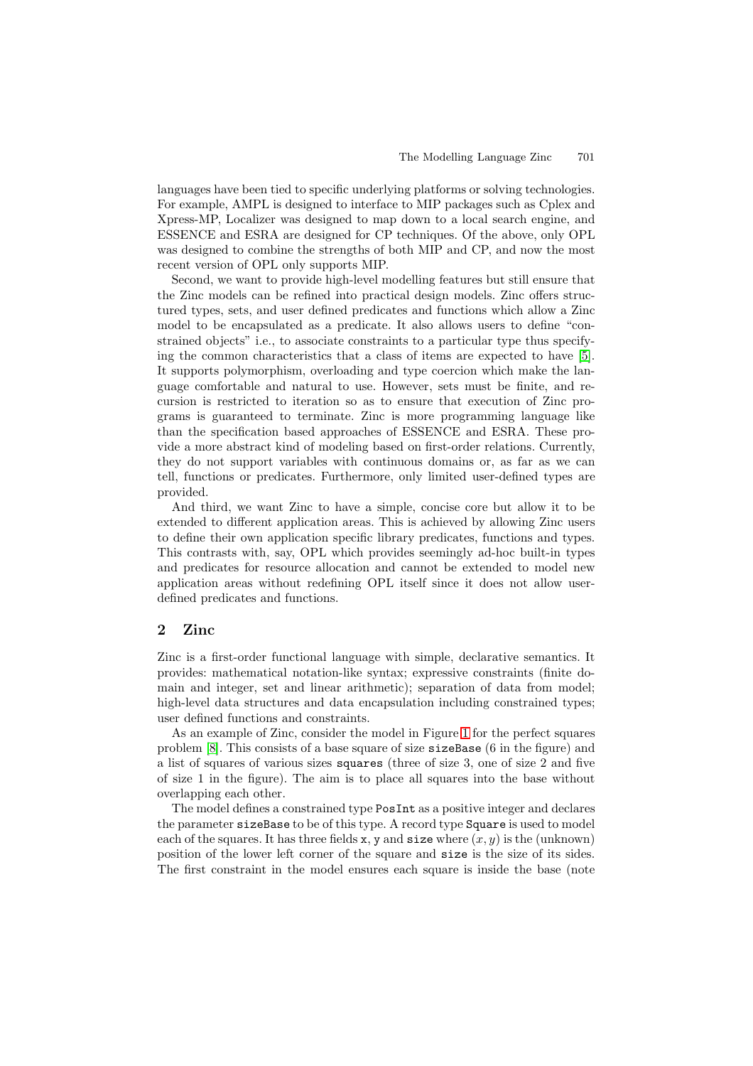languages have been tied to specific underlying platforms or solving technologies. For example, AMPL is designed to interface to MIP packages such as Cplex and Xpress-MP, Localizer was designed to map down to a local search engine, and ESSENCE and ESRA are designed for CP techniques. Of the above, only OPL was designed to combine the strengths of both MIP and CP, and now the most recent version of OPL only supports MIP.

Second, we want to provide high-level modelling features but still ensure that the Zinc models can be refined into practical design models. Zinc offers structured types, sets, and user defined predicates and functions which allow a Zinc model to be encapsulated as a predicate. It also allows users to define "constrained objects" i.e., to associate constraints to a particular type thus specifying the common characteristics that a class of items are expected to have [5]. It supports polymorphism, overloading and type coercion which make the language comfortable and natural to use. However, sets must be finite, and recursion is restricted to iteration so as to ensure that execution of Zinc programs is guaranteed to terminate. Zinc is more programming language like than the specification based approaches of ESSENCE and ESRA. These provide a more abstract kind of modeling based on first-order relations. Currently, they do not support variables with continuous domains or, as far as we can tell, functions or predicates. Furthermore, only limited user-defined types are provided.

And third, we want Zinc to have a simple, concise core but allow it to be extended to different application areas. This is achieved by allowing Zinc users to define their own application specific library predicates, functions and types. This contrasts with, say, OPL which provides seemingly ad-hoc built-in types and predicates for resource allocation and cannot be extended to model new application areas without redefining OPL itself since it does not allow user-defined predicates and functions.

## 2 Zinc

Zinc is a first-order functional language with simple, declarative semantics. It provides: mathematical notation-like syntax; expressive constraints (finite domain and integer, set and linear arithmetic); separation of data from model; high-level data structures and data encapsulation including constrained types; user defined functions and constraints.

As an example of Zinc, consider the model in Figure 1 for the perfect squares problem [8]. This consists of a base square of size `sizeBase` (6 in the figure) and a list of squares of various sizes `squares` (three of size 3, one of size 2 and five of size 1 in the figure). The aim is to place all squares into the base without overlapping each other.

The model defines a constrained type `PosInt` as a positive integer and declares the parameter `sizeBase` to be of this type. A record type `Square` is used to model each of the squares. It has three fields `x`, `y` and `size` where $(x, y)$ is the (unknown) position of the lower left corner of the square and `size` is the size of its sides. The first constraint in the model ensures each square is inside the base (note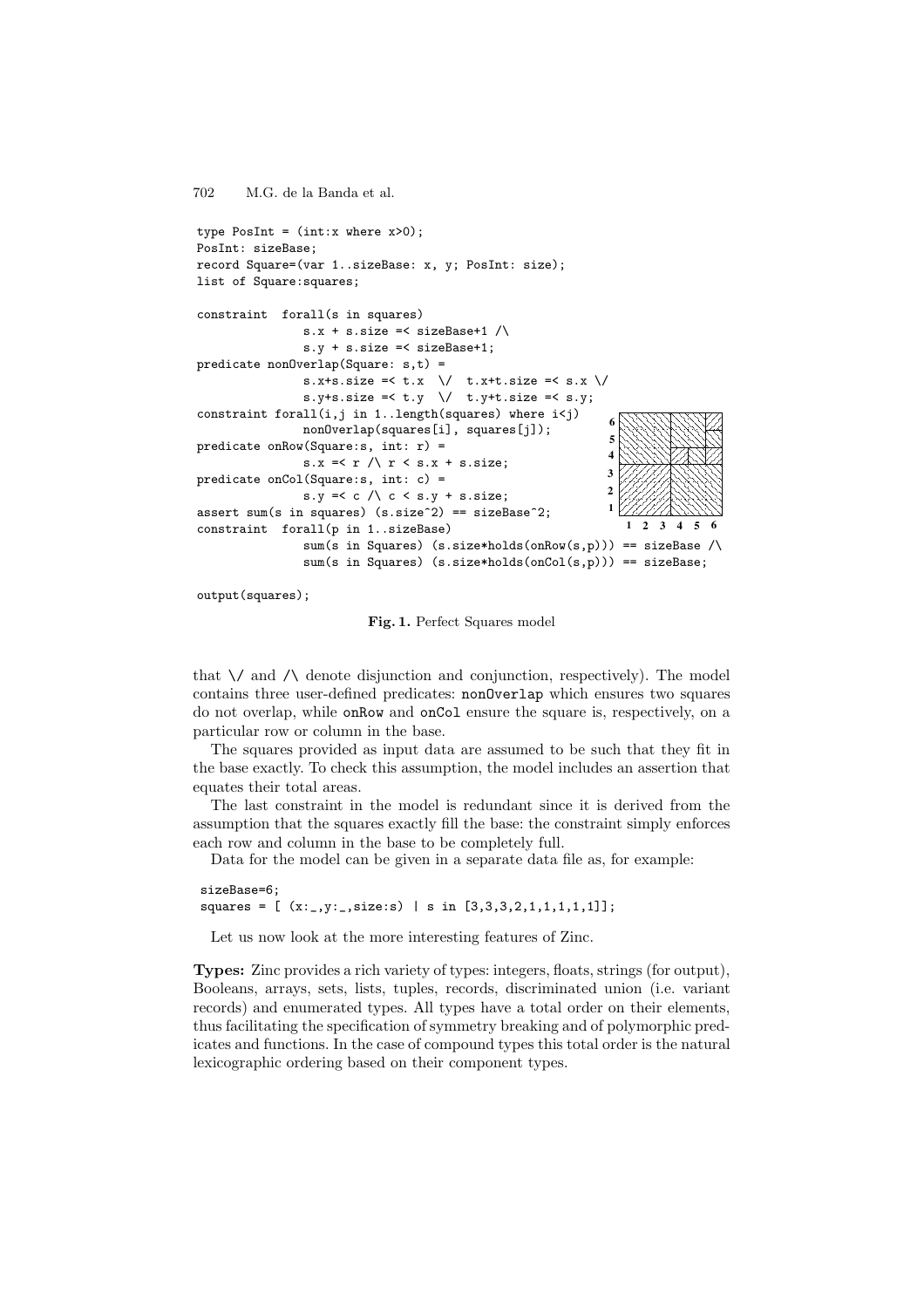```
type PosInt = (int:x where x>0);
PosInt: sizeBase;
record Square=(var 1..sizeBase: x, y; PosInt: size);
list of Square:squares;

constraint  forall(s in squares)
              s.x + s.size =< sizeBase+1 /\
              s.y + s.size =< sizeBase+1;
predicate nonOverlap(Square: s,t) =
              s.x+s.size =< t.x  \/  t.x+t.size =< s.x \/
              s.y+s.size =< t.y  \/  t.y+t.size =< s.y;
constraint forall(i,j in 1..length(squares) where i<j)
              nonOverlap(squares[i], squares[j]);
predicate onRow(Square:s, int: r) =
              s.x =< r /\ r < s.x + s.size;
predicate onCol(Square:s, int: c) =
              s.y =< c /\ c < s.y + s.size;
assert sum(s in squares) (s.size^2) == sizeBase^2;
constraint  forall(p in 1..sizeBase)
              sum(s in Squares) (s.size*holds(onRow(s,p))) == sizeBase /\
              sum(s in Squares) (s.size*holds(onCol(s,p))) == sizeBase;

output(squares);
```

**Fig. 1.** Perfect Squares model

that \/ and /\ denote disjunction and conjunction, respectively). The model contains three user-defined predicates: `nonOverlap` which ensures two squares do not overlap, while `onRow` and `onCol` ensure the square is, respectively, on a particular row or column in the base.

The squares provided as input data are assumed to be such that they fit in the base exactly. To check this assumption, the model includes an assertion that equates their total areas.

The last constraint in the model is redundant since it is derived from the assumption that the squares exactly fill the base: the constraint simply enforces each row and column in the base to be completely full.

Data for the model can be given in a separate data file as, for example:

```
sizeBase=6;
squares = [ (x:_,y:_,size:s) | s in [3,3,3,2,1,1,1,1,1]];
```

Let us now look at the more interesting features of Zinc.

**Types:** Zinc provides a rich variety of types: integers, floats, strings (for output), Booleans, arrays, sets, lists, tuples, records, discriminated union (i.e. variant records) and enumerated types. All types have a total order on their elements, thus facilitating the specification of symmetry breaking and of polymorphic predicates and functions. In the case of compound types this total order is the natural lexicographic ordering based on their component types.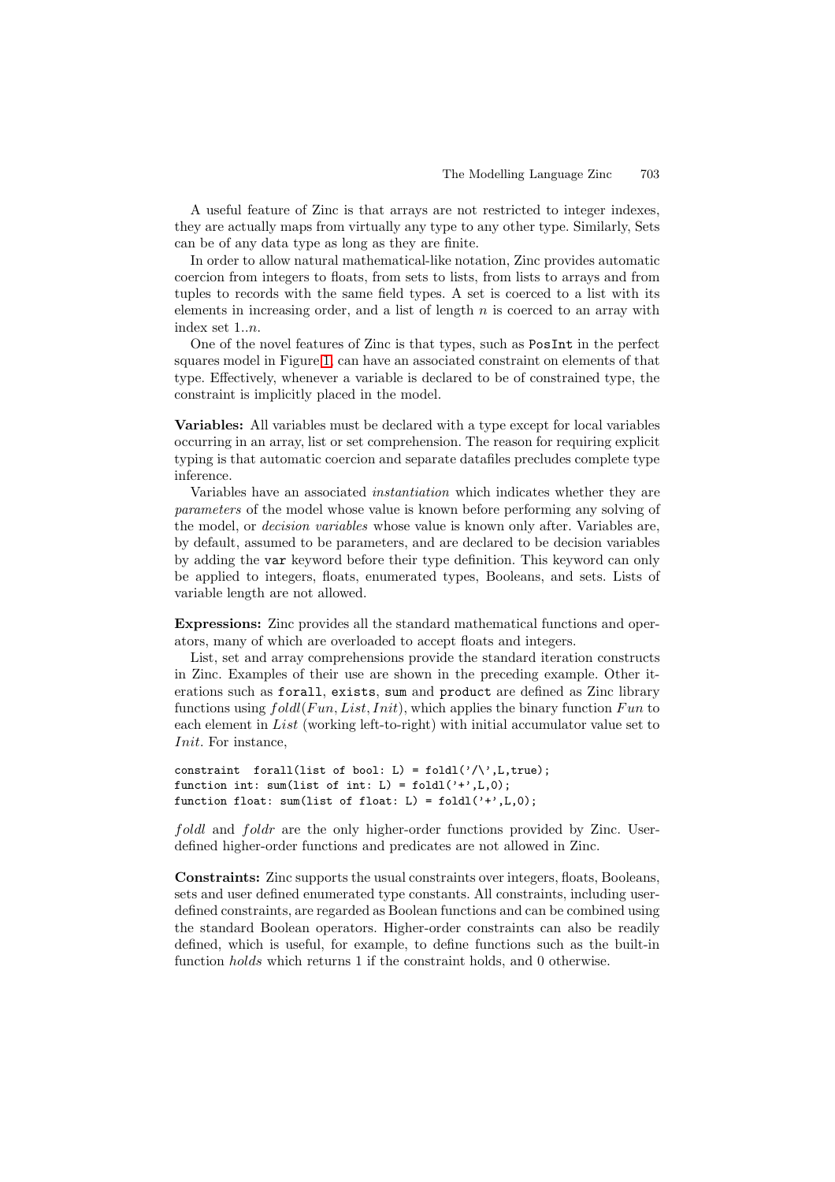A useful feature of Zinc is that arrays are not restricted to integer indexes, they are actually maps from virtually any type to any other type. Similarly, Sets can be of any data type as long as they are finite.

In order to allow natural mathematical-like notation, Zinc provides automatic coercion from integers to floats, from sets to lists, from lists to arrays and from tuples to records with the same field types. A set is coerced to a list with its elements in increasing order, and a list of length $n$ is coerced to an array with index set $1..n$.

One of the novel features of Zinc is that types, such as `PosInt` in the perfect squares model in Figure 1, can have an associated constraint on elements of that type. Effectively, whenever a variable is declared to be of constrained type, the constraint is implicitly placed in the model.

**Variables:** All variables must be declared with a type except for local variables occurring in an array, list or set comprehension. The reason for requiring explicit typing is that automatic coercion and separate datafiles precludes complete type inference.

Variables have an associated *instantiation* which indicates whether they are *parameters* of the model whose value is known before performing any solving of the model, or *decision variables* whose value is known only after. Variables are, by default, assumed to be parameters, and are declared to be decision variables by adding the `var` keyword before their type definition. This keyword can only be applied to integers, floats, enumerated types, Booleans, and sets. Lists of variable length are not allowed.

**Expressions:** Zinc provides all the standard mathematical functions and operators, many of which are overloaded to accept floats and integers.

List, set and array comprehensions provide the standard iteration constructs in Zinc. Examples of their use are shown in the preceding example. Other iterations such as `forall`, `exists`, `sum` and `product` are defined as Zinc library functions using $foldl(Fun, List, Init)$, which applies the binary function $Fun$ to each element in $List$ (working left-to-right) with initial accumulator value set to $Init$. For instance,

```
constraint  forall(list of bool: L) = foldl('/\',L,true);
function int: sum(list of int: L) = foldl('+',L,0);
function float: sum(list of float: L) = foldl('+',L,0);
```

$foldl$ and $foldr$ are the only higher-order functions provided by Zinc. User-defined higher-order functions and predicates are not allowed in Zinc.

**Constraints:** Zinc supports the usual constraints over integers, floats, Booleans, sets and user defined enumerated type constants. All constraints, including user-defined constraints, are regarded as Boolean functions and can be combined using the standard Boolean operators. Higher-order constraints can also be readily defined, which is useful, for example, to define functions such as the built-in function *holds* which returns 1 if the constraint holds, and 0 otherwise.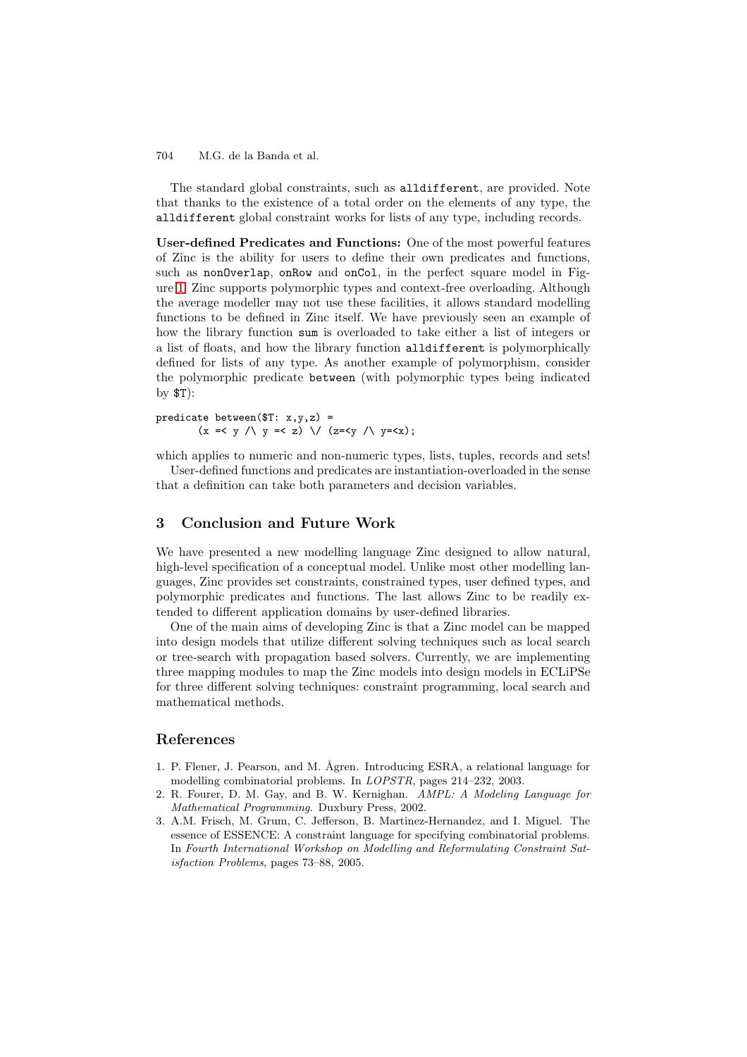The standard global constraints, such as `alldifferent`, are provided. Note that thanks to the existence of a total order on the elements of any type, the `alldifferent` global constraint works for lists of any type, including records.

**User-defined Predicates and Functions:** One of the most powerful features of Zinc is the ability for users to define their own predicates and functions, such as `nonOverlap`, `onRow` and `onCol`, in the perfect square model in Figure 1. Zinc supports polymorphic types and context-free overloading. Although the average modeller may not use these facilities, it allows standard modelling functions to be defined in Zinc itself. We have previously seen an example of how the library function `sum` is overloaded to take either a list of integers or a list of floats, and how the library function `alldifferent` is polymorphically defined for lists of any type. As another example of polymorphism, consider the polymorphic predicate `between` (with polymorphic types being indicated by `$T`):

```
predicate between($T: x,y,z) =
       (x =< y /\ y =< z) \/ (z=<y /\ y=<x);
```

which applies to numeric and non-numeric types, lists, tuples, records and sets!

User-defined functions and predicates are instantiation-overloaded in the sense that a definition can take both parameters and decision variables.

## 3 Conclusion and Future Work

We have presented a new modelling language Zinc designed to allow natural, high-level specification of a conceptual model. Unlike most other modelling languages, Zinc provides set constraints, constrained types, user defined types, and polymorphic predicates and functions. The last allows Zinc to be readily extended to different application domains by user-defined libraries.

One of the main aims of developing Zinc is that a Zinc model can be mapped into design models that utilize different solving techniques such as local search or tree-search with propagation based solvers. Currently, we are implementing three mapping modules to map the Zinc models into design models in ECLiPSe for three different solving techniques: constraint programming, local search and mathematical methods.

## References

1. P. Flener, J. Pearson, and M. Ågren. Introducing ESRA, a relational language for modelling combinatorial problems. In *LOPSTR*, pages 214–232, 2003.
2. R. Fourer, D. M. Gay, and B. W. Kernighan. *AMPL: A Modeling Language for Mathematical Programming*. Duxbury Press, 2002.
3. A.M. Frisch, M. Grum, C. Jefferson, B. Martinez-Hernandez, and I. Miguel. The essence of ESSENCE: A constraint language for specifying combinatorial problems. In *Fourth International Workshop on Modelling and Reformulating Constraint Satisfaction Problems*, pages 73–88, 2005.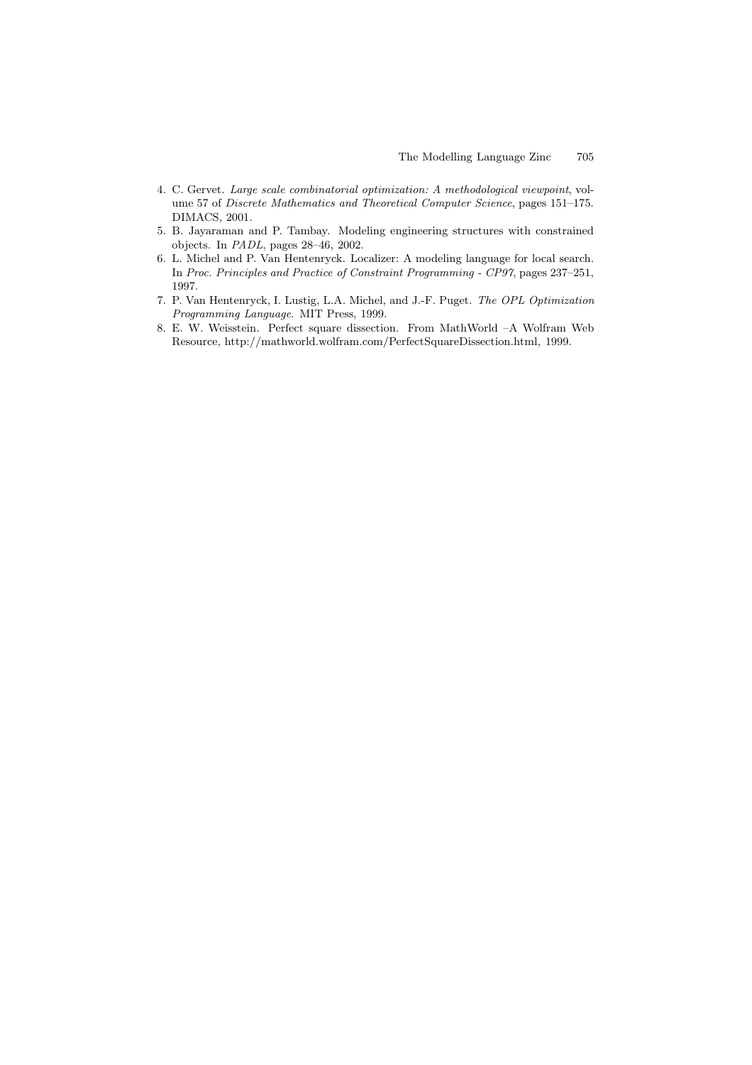4. C. Gervet. *Large scale combinatorial optimization: A methodological viewpoint*, volume 57 of *Discrete Mathematics and Theoretical Computer Science*, pages 151–175. DIMACS, 2001.
5. B. Jayaraman and P. Tambay. Modeling engineering structures with constrained objects. In *PADL*, pages 28–46, 2002.
6. L. Michel and P. Van Hentenryck. Localizer: A modeling language for local search. In *Proc. Principles and Practice of Constraint Programming - CP97*, pages 237–251, 1997.
7. P. Van Hentenryck, I. Lustig, L.A. Michel, and J.-F. Puget. *The OPL Optimization Programming Language*. MIT Press, 1999.
8. E. W. Weisstein. Perfect square dissection. From MathWorld –A Wolfram Web Resource, http://mathworld.wolfram.com/PerfectSquareDissection.html, 1999.